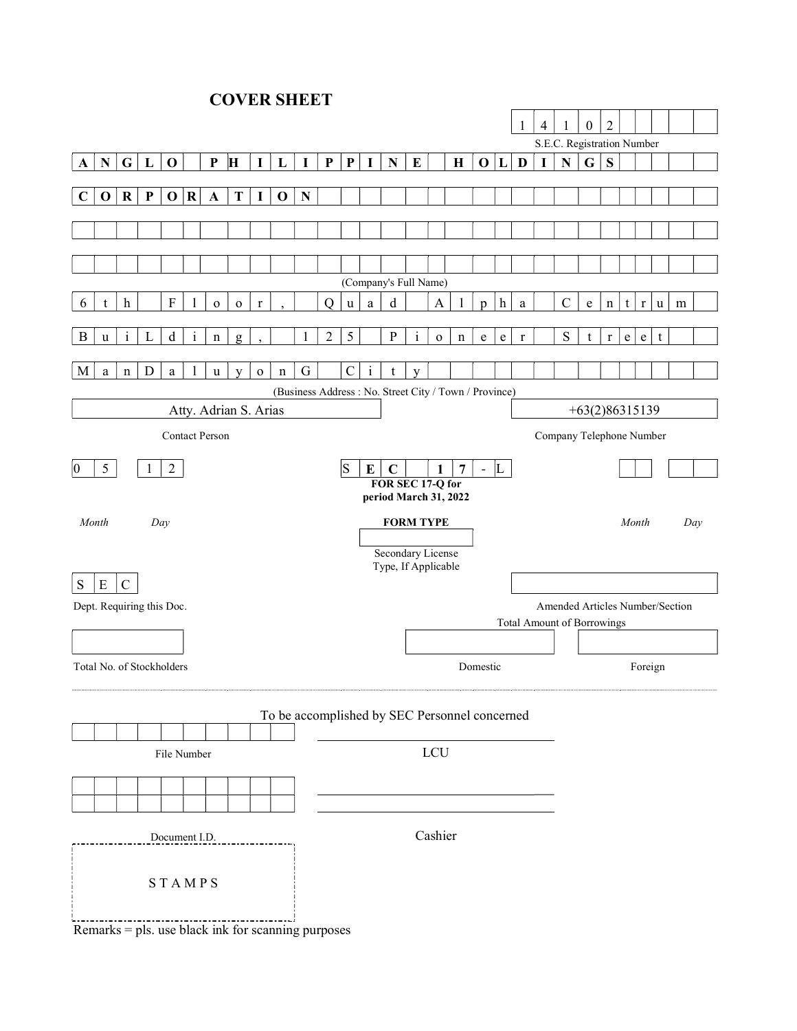# COVER SHEET

**141 02**

S.E.C. Registration Number

**ANGLO PHILIPPINE HOLDINGS CORPORATION**

(Company's Full Name)

6th Floor, Quad Alpha Centrum BuiLding, 125 Pioneer Street ManDaluyonG City

(Business Address : No. Street City / Town / Province)

Atty. Adrian S. Arias

Contact Person

+63(2)86315139

Company Telephone Number

| 0 5 | 1 2 | **SEC 17-L** | | |
|---|---|---|---|---|
| *Month* | *Day* | **FORM TYPE** | *Month* | *Day* |

**FOR SEC 17-Q for period March 31, 2022**

Secondary License Type, If Applicable

SEC

Dept. Requiring this Doc.

Amended Articles Number/Section

Total Amount of Borrowings

| Total No. of Stockholders | Domestic | Foreign |
|---|---|---|
| | | |

To be accomplished by SEC Personnel concerned

File Number

LCU

Document I.D.

Cashier

STAMPS

Remarks = pls. use black ink for scanning purposes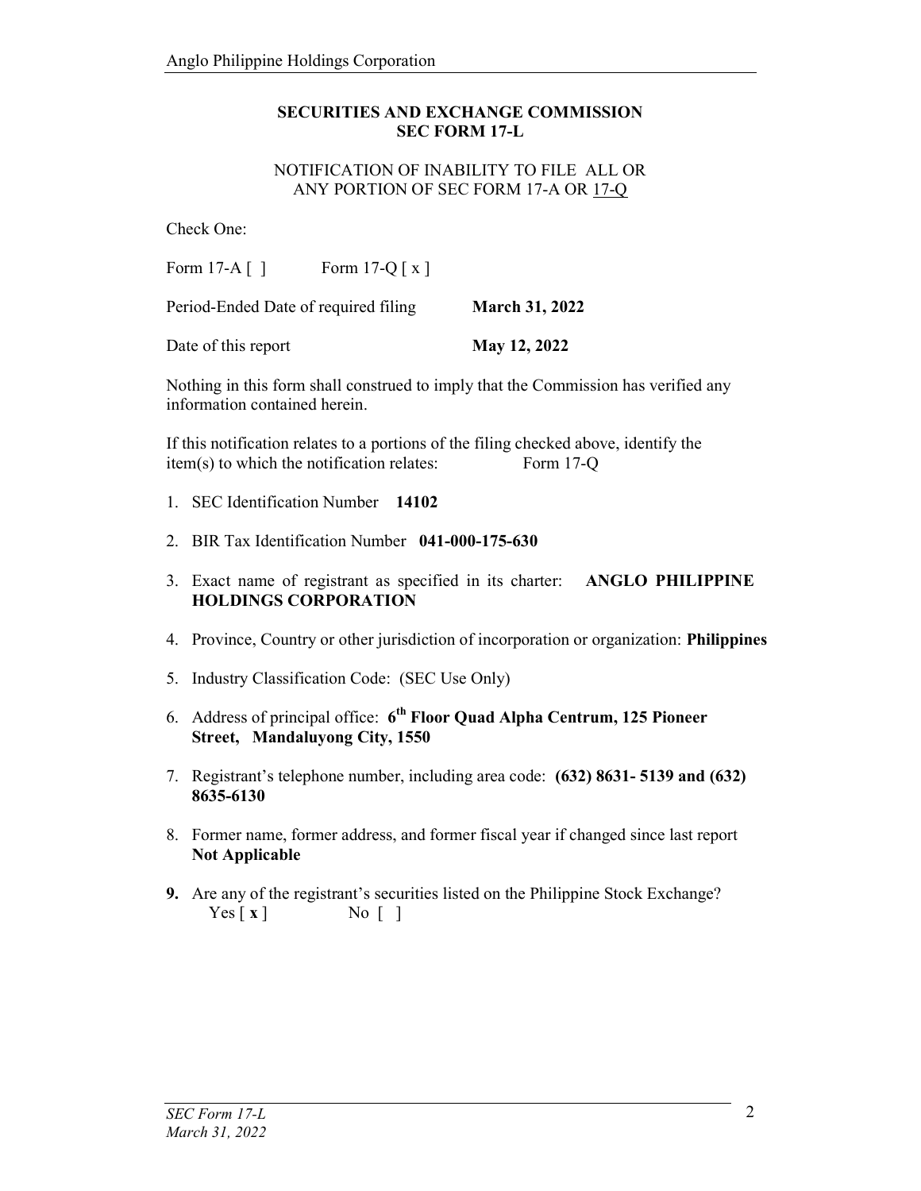**SECURITIES AND EXCHANGE COMMISSION**
**SEC FORM 17-L**

NOTIFICATION OF INABILITY TO FILE ALL OR ANY PORTION OF SEC FORM 17-A OR <u>17-Q</u>

Check One:

Form 17-A [ ]      Form 17-Q [ x ]

Period-Ended Date of required filing      **March 31, 2022**

Date of this report      **May 12, 2022**

Nothing in this form shall construed to imply that the Commission has verified any information contained herein.

If this notification relates to a portions of the filing checked above, identify the item(s) to which the notification relates:      Form 17-Q

1. SEC Identification Number **14102**
2. BIR Tax Identification Number **041-000-175-630**
3. Exact name of registrant as specified in its charter: **ANGLO PHILIPPINE HOLDINGS CORPORATION**
4. Province, Country or other jurisdiction of incorporation or organization: **Philippines**
5. Industry Classification Code: (SEC Use Only)
6. Address of principal office: **6th Floor Quad Alpha Centrum, 125 Pioneer Street, Mandaluyong City, 1550**
7. Registrant's telephone number, including area code: **(632) 8631- 5139 and (632) 8635-6130**
8. Former name, former address, and former fiscal year if changed since last report **Not Applicable**
9. Are any of the registrant's securities listed on the Philippine Stock Exchange?
   Yes [ **x** ]      No [ ]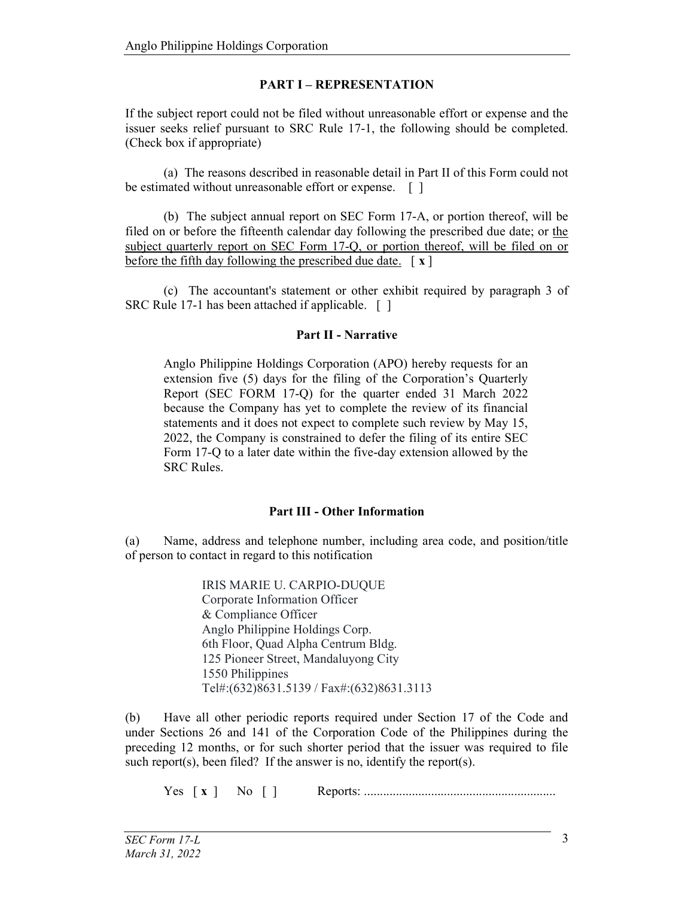## PART I – REPRESENTATION

If the subject report could not be filed without unreasonable effort or expense and the issuer seeks relief pursuant to SRC Rule 17-1, the following should be completed. (Check box if appropriate)

(a) The reasons described in reasonable detail in Part II of this Form could not be estimated without unreasonable effort or expense. [ ]

(b) The subject annual report on SEC Form 17-A, or portion thereof, will be filed on or before the fifteenth calendar day following the prescribed due date; or <u>the subject quarterly report on SEC Form 17-Q, or portion thereof, will be filed on or before the fifth day following the prescribed due date.</u> [ **x** ]

(c) The accountant's statement or other exhibit required by paragraph 3 of SRC Rule 17-1 has been attached if applicable. [ ]

## Part II - Narrative

Anglo Philippine Holdings Corporation (APO) hereby requests for an extension five (5) days for the filing of the Corporation's Quarterly Report (SEC FORM 17-Q) for the quarter ended 31 March 2022 because the Company has yet to complete the review of its financial statements and it does not expect to complete such review by May 15, 2022, the Company is constrained to defer the filing of its entire SEC Form 17-Q to a later date within the five-day extension allowed by the SRC Rules.

## Part III - Other Information

(a) Name, address and telephone number, including area code, and position/title of person to contact in regard to this notification

IRIS MARIE U. CARPIO-DUQUE
Corporate Information Officer
& Compliance Officer
Anglo Philippine Holdings Corp.
6th Floor, Quad Alpha Centrum Bldg.
125 Pioneer Street, Mandaluyong City
1550 Philippines
Tel#:(632)8631.5139 / Fax#:(632)8631.3113

(b) Have all other periodic reports required under Section 17 of the Code and under Sections 26 and 141 of the Corporation Code of the Philippines during the preceding 12 months, or for such shorter period that the issuer was required to file such report(s), been filed? If the answer is no, identify the report(s).

Yes [ **x** ] No [ ] Reports: ............................................................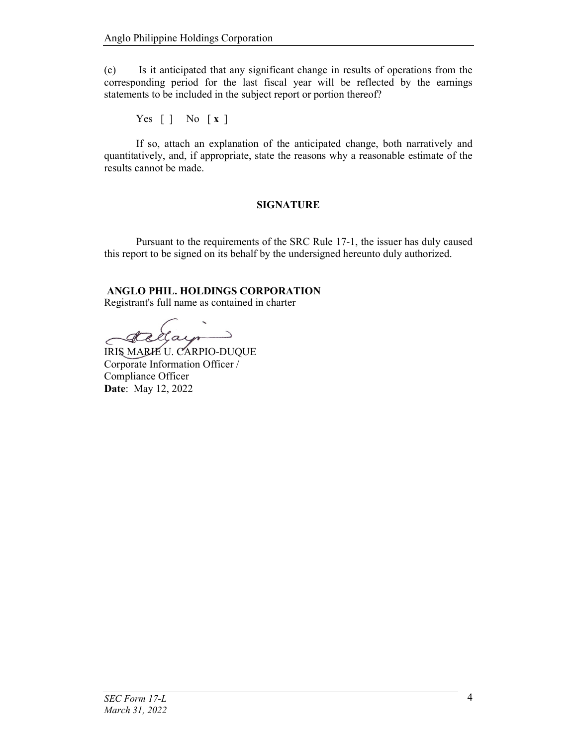(c) Is it anticipated that any significant change in results of operations from the corresponding period for the last fiscal year will be reflected by the earnings statements to be included in the subject report or portion thereof?

Yes [ ] No [ **x** ]

If so, attach an explanation of the anticipated change, both narratively and quantitatively, and, if appropriate, state the reasons why a reasonable estimate of the results cannot be made.

**SIGNATURE**

Pursuant to the requirements of the SRC Rule 17-1, the issuer has duly caused this report to be signed on its behalf by the undersigned hereunto duly authorized.

**ANGLO PHIL. HOLDINGS CORPORATION**
Registrant's full name as contained in charter

IRIS MARIE U. CARPIO-DUQUE
Corporate Information Officer /
Compliance Officer
**Date**: May 12, 2022